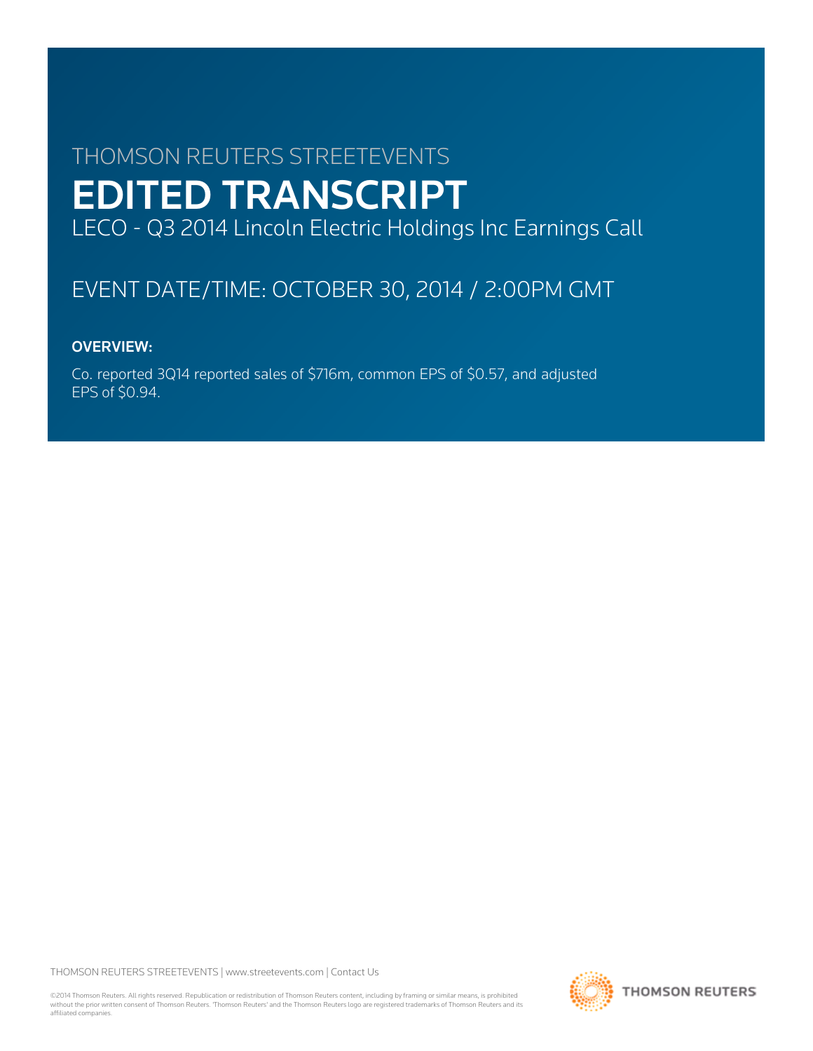THOMSON REUTERS STREETEVENTS

# EDITED TRANSCRIPT

LECO - Q3 2014 Lincoln Electric Holdings Inc Earnings Call

EVENT DATE/TIME: OCTOBER 30, 2014 / 2:00PM GMT

## OVERVIEW:

Co. reported 3Q14 reported sales of $716m, common EPS of $0.57, and adjusted EPS of $0.94.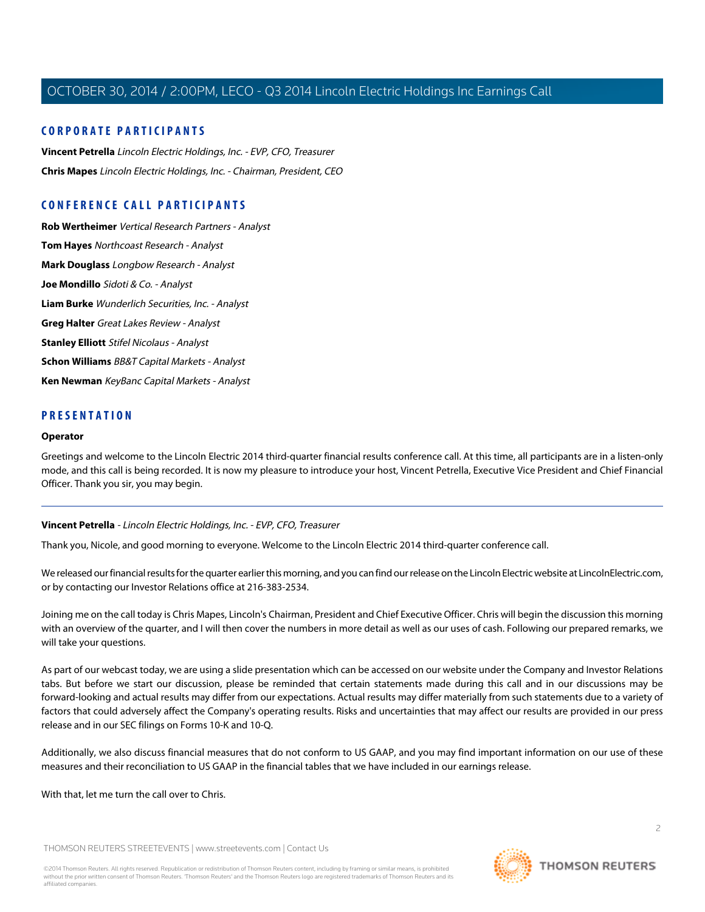## CORPORATE PARTICIPANTS

**Vincent Petrella** *Lincoln Electric Holdings, Inc. - EVP, CFO, Treasurer*

**Chris Mapes** *Lincoln Electric Holdings, Inc. - Chairman, President, CEO*

## CONFERENCE CALL PARTICIPANTS

**Rob Wertheimer** *Vertical Research Partners - Analyst*

**Tom Hayes** *Northcoast Research - Analyst*

**Mark Douglass** *Longbow Research - Analyst*

**Joe Mondillo** *Sidoti & Co. - Analyst*

**Liam Burke** *Wunderlich Securities, Inc. - Analyst*

**Greg Halter** *Great Lakes Review - Analyst*

**Stanley Elliott** *Stifel Nicolaus - Analyst*

**Schon Williams** *BB&T Capital Markets - Analyst*

**Ken Newman** *KeyBanc Capital Markets - Analyst*

## PRESENTATION

**Operator**

Greetings and welcome to the Lincoln Electric 2014 third-quarter financial results conference call. At this time, all participants are in a listen-only mode, and this call is being recorded. It is now my pleasure to introduce your host, Vincent Petrella, Executive Vice President and Chief Financial Officer. Thank you sir, you may begin.

---

**Vincent Petrella** - *Lincoln Electric Holdings, Inc. - EVP, CFO, Treasurer*

Thank you, Nicole, and good morning to everyone. Welcome to the Lincoln Electric 2014 third-quarter conference call.

We released our financial results for the quarter earlier this morning, and you can find our release on the Lincoln Electric website at LincolnElectric.com, or by contacting our Investor Relations office at 216-383-2534.

Joining me on the call today is Chris Mapes, Lincoln's Chairman, President and Chief Executive Officer. Chris will begin the discussion this morning with an overview of the quarter, and I will then cover the numbers in more detail as well as our uses of cash. Following our prepared remarks, we will take your questions.

As part of our webcast today, we are using a slide presentation which can be accessed on our website under the Company and Investor Relations tabs. But before we start our discussion, please be reminded that certain statements made during this call and in our discussions may be forward-looking and actual results may differ from our expectations. Actual results may differ materially from such statements due to a variety of factors that could adversely affect the Company's operating results. Risks and uncertainties that may affect our results are provided in our press release and in our SEC filings on Forms 10-K and 10-Q.

Additionally, we also discuss financial measures that do not conform to US GAAP, and you may find important information on our use of these measures and their reconciliation to US GAAP in the financial tables that we have included in our earnings release.

With that, let me turn the call over to Chris.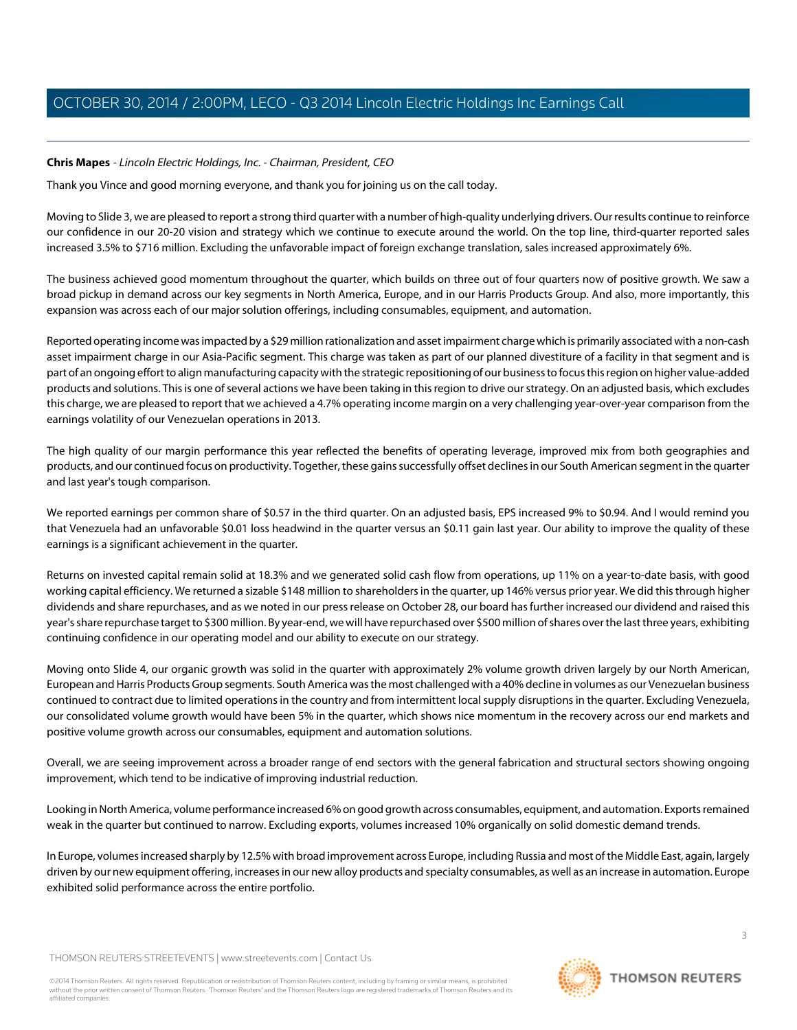**Chris Mapes** - *Lincoln Electric Holdings, Inc. - Chairman, President, CEO*

Thank you Vince and good morning everyone, and thank you for joining us on the call today.

Moving to Slide 3, we are pleased to report a strong third quarter with a number of high-quality underlying drivers. Our results continue to reinforce our confidence in our 20-20 vision and strategy which we continue to execute around the world. On the top line, third-quarter reported sales increased 3.5% to $716 million. Excluding the unfavorable impact of foreign exchange translation, sales increased approximately 6%.

The business achieved good momentum throughout the quarter, which builds on three out of four quarters now of positive growth. We saw a broad pickup in demand across our key segments in North America, Europe, and in our Harris Products Group. And also, more importantly, this expansion was across each of our major solution offerings, including consumables, equipment, and automation.

Reported operating income was impacted by a $29 million rationalization and asset impairment charge which is primarily associated with a non-cash asset impairment charge in our Asia-Pacific segment. This charge was taken as part of our planned divestiture of a facility in that segment and is part of an ongoing effort to align manufacturing capacity with the strategic repositioning of our business to focus this region on higher value-added products and solutions. This is one of several actions we have been taking in this region to drive our strategy. On an adjusted basis, which excludes this charge, we are pleased to report that we achieved a 4.7% operating income margin on a very challenging year-over-year comparison from the earnings volatility of our Venezuelan operations in 2013.

The high quality of our margin performance this year reflected the benefits of operating leverage, improved mix from both geographies and products, and our continued focus on productivity. Together, these gains successfully offset declines in our South American segment in the quarter and last year's tough comparison.

We reported earnings per common share of $0.57 in the third quarter. On an adjusted basis, EPS increased 9% to $0.94. And I would remind you that Venezuela had an unfavorable $0.01 loss headwind in the quarter versus an $0.11 gain last year. Our ability to improve the quality of these earnings is a significant achievement in the quarter.

Returns on invested capital remain solid at 18.3% and we generated solid cash flow from operations, up 11% on a year-to-date basis, with good working capital efficiency. We returned a sizable $148 million to shareholders in the quarter, up 146% versus prior year. We did this through higher dividends and share repurchases, and as we noted in our press release on October 28, our board has further increased our dividend and raised this year's share repurchase target to $300 million. By year-end, we will have repurchased over $500 million of shares over the last three years, exhibiting continuing confidence in our operating model and our ability to execute on our strategy.

Moving onto Slide 4, our organic growth was solid in the quarter with approximately 2% volume growth driven largely by our North American, European and Harris Products Group segments. South America was the most challenged with a 40% decline in volumes as our Venezuelan business continued to contract due to limited operations in the country and from intermittent local supply disruptions in the quarter. Excluding Venezuela, our consolidated volume growth would have been 5% in the quarter, which shows nice momentum in the recovery across our end markets and positive volume growth across our consumables, equipment and automation solutions.

Overall, we are seeing improvement across a broader range of end sectors with the general fabrication and structural sectors showing ongoing improvement, which tend to be indicative of improving industrial reduction.

Looking in North America, volume performance increased 6% on good growth across consumables, equipment, and automation. Exports remained weak in the quarter but continued to narrow. Excluding exports, volumes increased 10% organically on solid domestic demand trends.

In Europe, volumes increased sharply by 12.5% with broad improvement across Europe, including Russia and most of the Middle East, again, largely driven by our new equipment offering, increases in our new alloy products and specialty consumables, as well as an increase in automation. Europe exhibited solid performance across the entire portfolio.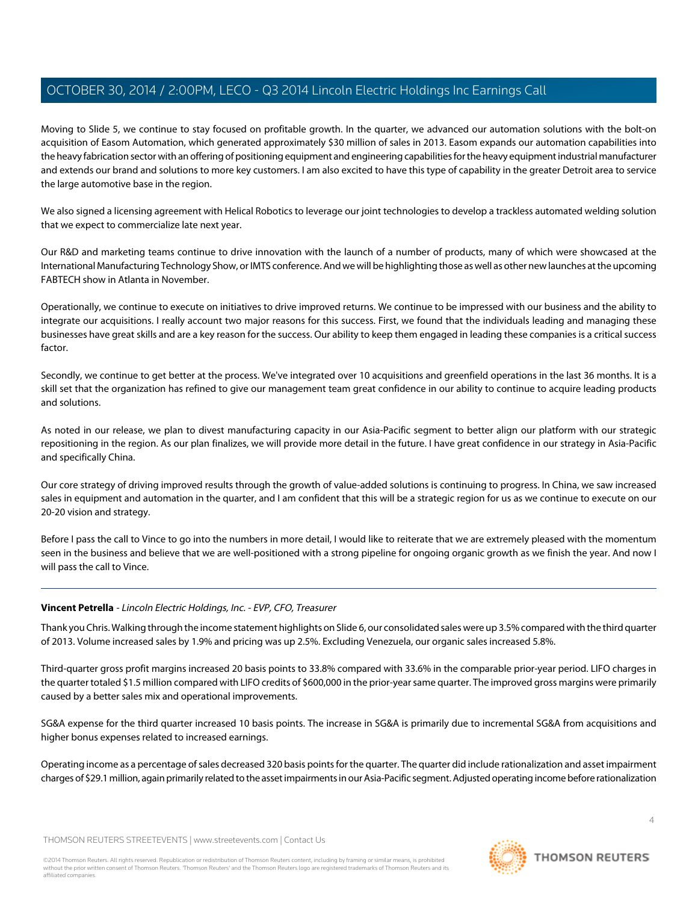Moving to Slide 5, we continue to stay focused on profitable growth. In the quarter, we advanced our automation solutions with the bolt-on acquisition of Easom Automation, which generated approximately $30 million of sales in 2013. Easom expands our automation capabilities into the heavy fabrication sector with an offering of positioning equipment and engineering capabilities for the heavy equipment industrial manufacturer and extends our brand and solutions to more key customers. I am also excited to have this type of capability in the greater Detroit area to service the large automotive base in the region.

We also signed a licensing agreement with Helical Robotics to leverage our joint technologies to develop a trackless automated welding solution that we expect to commercialize late next year.

Our R&D and marketing teams continue to drive innovation with the launch of a number of products, many of which were showcased at the International Manufacturing Technology Show, or IMTS conference. And we will be highlighting those as well as other new launches at the upcoming FABTECH show in Atlanta in November.

Operationally, we continue to execute on initiatives to drive improved returns. We continue to be impressed with our business and the ability to integrate our acquisitions. I really account two major reasons for this success. First, we found that the individuals leading and managing these businesses have great skills and are a key reason for the success. Our ability to keep them engaged in leading these companies is a critical success factor.

Secondly, we continue to get better at the process. We've integrated over 10 acquisitions and greenfield operations in the last 36 months. It is a skill set that the organization has refined to give our management team great confidence in our ability to continue to acquire leading products and solutions.

As noted in our release, we plan to divest manufacturing capacity in our Asia-Pacific segment to better align our platform with our strategic repositioning in the region. As our plan finalizes, we will provide more detail in the future. I have great confidence in our strategy in Asia-Pacific and specifically China.

Our core strategy of driving improved results through the growth of value-added solutions is continuing to progress. In China, we saw increased sales in equipment and automation in the quarter, and I am confident that this will be a strategic region for us as we continue to execute on our 20-20 vision and strategy.

Before I pass the call to Vince to go into the numbers in more detail, I would like to reiterate that we are extremely pleased with the momentum seen in the business and believe that we are well-positioned with a strong pipeline for ongoing organic growth as we finish the year. And now I will pass the call to Vince.

---

**Vincent Petrella** - *Lincoln Electric Holdings, Inc. - EVP, CFO, Treasurer*

Thank you Chris. Walking through the income statement highlights on Slide 6, our consolidated sales were up 3.5% compared with the third quarter of 2013. Volume increased sales by 1.9% and pricing was up 2.5%. Excluding Venezuela, our organic sales increased 5.8%.

Third-quarter gross profit margins increased 20 basis points to 33.8% compared with 33.6% in the comparable prior-year period. LIFO charges in the quarter totaled $1.5 million compared with LIFO credits of $600,000 in the prior-year same quarter. The improved gross margins were primarily caused by a better sales mix and operational improvements.

SG&A expense for the third quarter increased 10 basis points. The increase in SG&A is primarily due to incremental SG&A from acquisitions and higher bonus expenses related to increased earnings.

Operating income as a percentage of sales decreased 320 basis points for the quarter. The quarter did include rationalization and asset impairment charges of $29.1 million, again primarily related to the asset impairments in our Asia-Pacific segment. Adjusted operating income before rationalization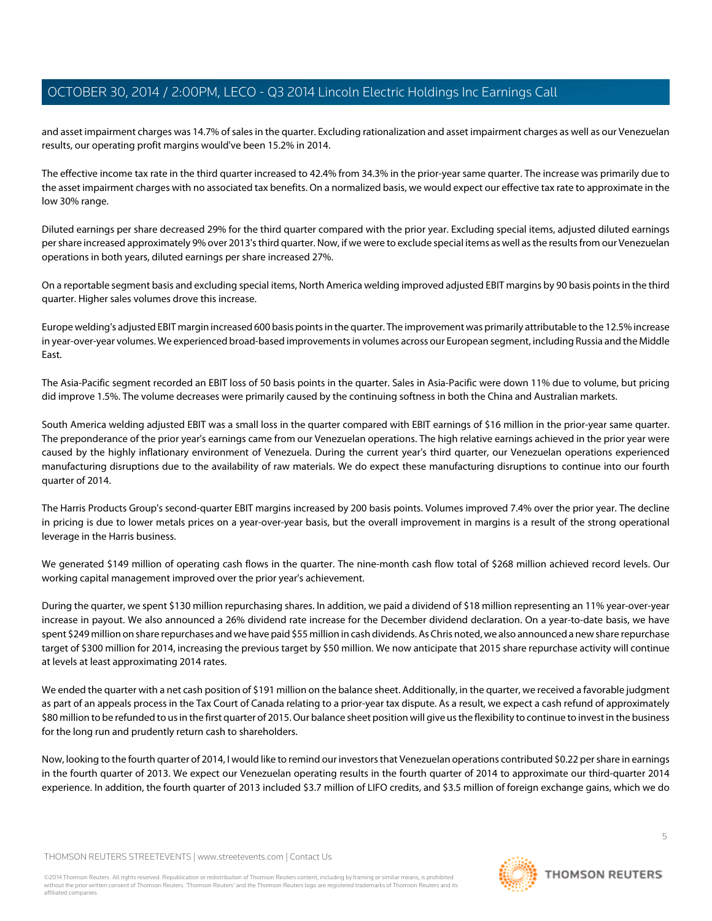and asset impairment charges was 14.7% of sales in the quarter. Excluding rationalization and asset impairment charges as well as our Venezuelan results, our operating profit margins would've been 15.2% in 2014.

The effective income tax rate in the third quarter increased to 42.4% from 34.3% in the prior-year same quarter. The increase was primarily due to the asset impairment charges with no associated tax benefits. On a normalized basis, we would expect our effective tax rate to approximate in the low 30% range.

Diluted earnings per share decreased 29% for the third quarter compared with the prior year. Excluding special items, adjusted diluted earnings per share increased approximately 9% over 2013's third quarter. Now, if we were to exclude special items as well as the results from our Venezuelan operations in both years, diluted earnings per share increased 27%.

On a reportable segment basis and excluding special items, North America welding improved adjusted EBIT margins by 90 basis points in the third quarter. Higher sales volumes drove this increase.

Europe welding's adjusted EBIT margin increased 600 basis points in the quarter. The improvement was primarily attributable to the 12.5% increase in year-over-year volumes. We experienced broad-based improvements in volumes across our European segment, including Russia and the Middle East.

The Asia-Pacific segment recorded an EBIT loss of 50 basis points in the quarter. Sales in Asia-Pacific were down 11% due to volume, but pricing did improve 1.5%. The volume decreases were primarily caused by the continuing softness in both the China and Australian markets.

South America welding adjusted EBIT was a small loss in the quarter compared with EBIT earnings of $16 million in the prior-year same quarter. The preponderance of the prior year's earnings came from our Venezuelan operations. The high relative earnings achieved in the prior year were caused by the highly inflationary environment of Venezuela. During the current year's third quarter, our Venezuelan operations experienced manufacturing disruptions due to the availability of raw materials. We do expect these manufacturing disruptions to continue into our fourth quarter of 2014.

The Harris Products Group's second-quarter EBIT margins increased by 200 basis points. Volumes improved 7.4% over the prior year. The decline in pricing is due to lower metals prices on a year-over-year basis, but the overall improvement in margins is a result of the strong operational leverage in the Harris business.

We generated $149 million of operating cash flows in the quarter. The nine-month cash flow total of $268 million achieved record levels. Our working capital management improved over the prior year's achievement.

During the quarter, we spent $130 million repurchasing shares. In addition, we paid a dividend of $18 million representing an 11% year-over-year increase in payout. We also announced a 26% dividend rate increase for the December dividend declaration. On a year-to-date basis, we have spent $249 million on share repurchases and we have paid $55 million in cash dividends. As Chris noted, we also announced a new share repurchase target of $300 million for 2014, increasing the previous target by $50 million. We now anticipate that 2015 share repurchase activity will continue at levels at least approximating 2014 rates.

We ended the quarter with a net cash position of $191 million on the balance sheet. Additionally, in the quarter, we received a favorable judgment as part of an appeals process in the Tax Court of Canada relating to a prior-year tax dispute. As a result, we expect a cash refund of approximately $80 million to be refunded to us in the first quarter of 2015. Our balance sheet position will give us the flexibility to continue to invest in the business for the long run and prudently return cash to shareholders.

Now, looking to the fourth quarter of 2014, I would like to remind our investors that Venezuelan operations contributed $0.22 per share in earnings in the fourth quarter of 2013. We expect our Venezuelan operating results in the fourth quarter of 2014 to approximate our third-quarter 2014 experience. In addition, the fourth quarter of 2013 included $3.7 million of LIFO credits, and $3.5 million of foreign exchange gains, which we do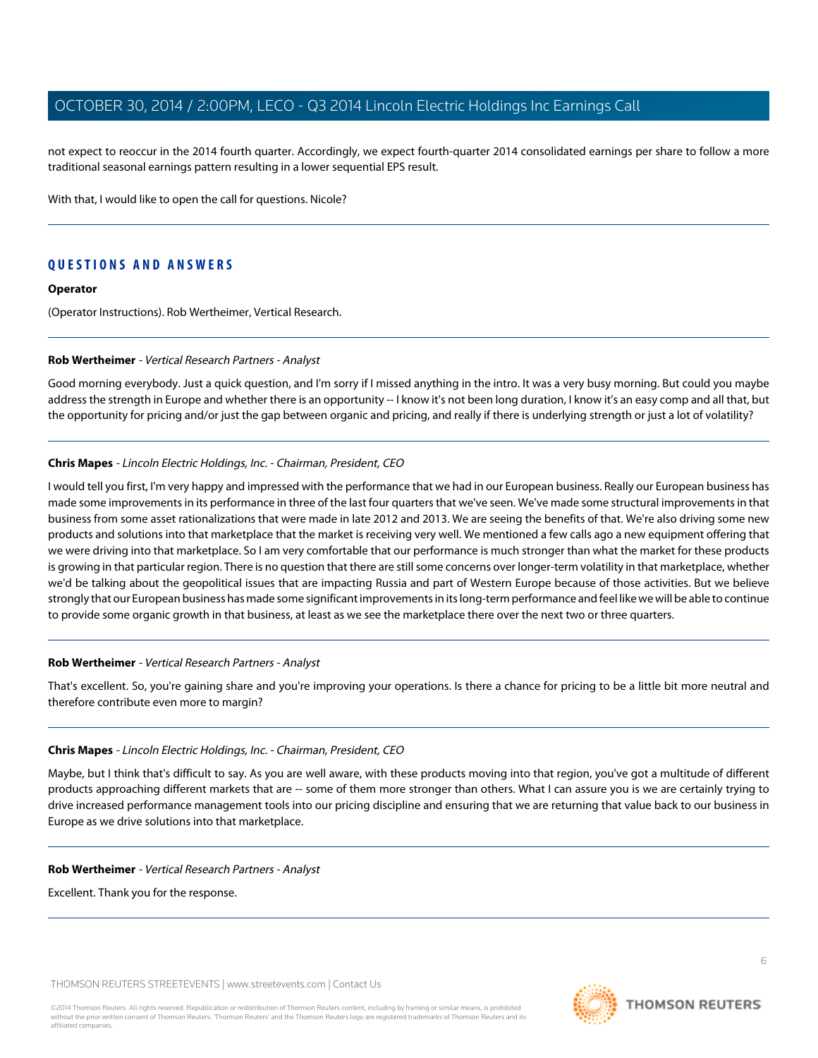not expect to reoccur in the 2014 fourth quarter. Accordingly, we expect fourth-quarter 2014 consolidated earnings per share to follow a more traditional seasonal earnings pattern resulting in a lower sequential EPS result.

With that, I would like to open the call for questions. Nicole?

---

## QUESTIONS AND ANSWERS

**Operator**

(Operator Instructions). Rob Wertheimer, Vertical Research.

---

**Rob Wertheimer** - *Vertical Research Partners - Analyst*

Good morning everybody. Just a quick question, and I'm sorry if I missed anything in the intro. It was a very busy morning. But could you maybe address the strength in Europe and whether there is an opportunity -- I know it's not been long duration, I know it's an easy comp and all that, but the opportunity for pricing and/or just the gap between organic and pricing, and really if there is underlying strength or just a lot of volatility?

---

**Chris Mapes** - *Lincoln Electric Holdings, Inc. - Chairman, President, CEO*

I would tell you first, I'm very happy and impressed with the performance that we had in our European business. Really our European business has made some improvements in its performance in three of the last four quarters that we've seen. We've made some structural improvements in that business from some asset rationalizations that were made in late 2012 and 2013. We are seeing the benefits of that. We're also driving some new products and solutions into that marketplace that the market is receiving very well. We mentioned a few calls ago a new equipment offering that we were driving into that marketplace. So I am very comfortable that our performance is much stronger than what the market for these products is growing in that particular region. There is no question that there are still some concerns over longer-term volatility in that marketplace, whether we'd be talking about the geopolitical issues that are impacting Russia and part of Western Europe because of those activities. But we believe strongly that our European business has made some significant improvements in its long-term performance and feel like we will be able to continue to provide some organic growth in that business, at least as we see the marketplace there over the next two or three quarters.

---

**Rob Wertheimer** - *Vertical Research Partners - Analyst*

That's excellent. So, you're gaining share and you're improving your operations. Is there a chance for pricing to be a little bit more neutral and therefore contribute even more to margin?

---

**Chris Mapes** - *Lincoln Electric Holdings, Inc. - Chairman, President, CEO*

Maybe, but I think that's difficult to say. As you are well aware, with these products moving into that region, you've got a multitude of different products approaching different markets that are -- some of them more stronger than others. What I can assure you is we are certainly trying to drive increased performance management tools into our pricing discipline and ensuring that we are returning that value back to our business in Europe as we drive solutions into that marketplace.

---

**Rob Wertheimer** - *Vertical Research Partners - Analyst*

Excellent. Thank you for the response.

---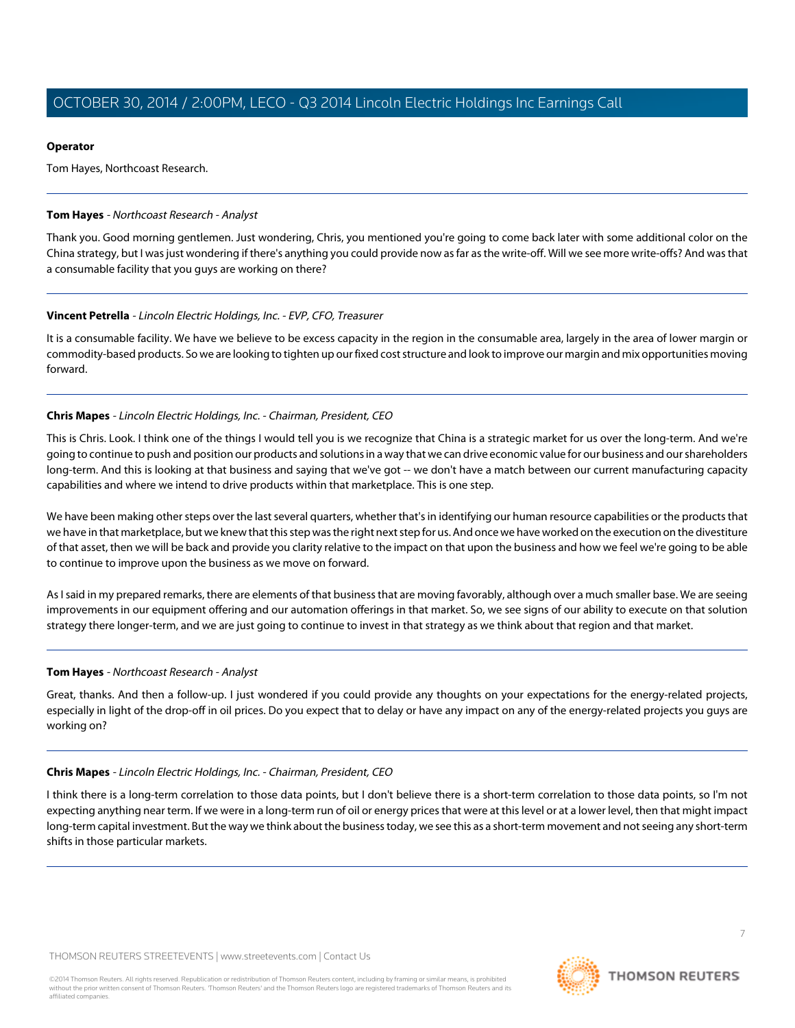**Operator**

Tom Hayes, Northcoast Research.

---

**Tom Hayes** - *Northcoast Research - Analyst*

Thank you. Good morning gentlemen. Just wondering, Chris, you mentioned you're going to come back later with some additional color on the China strategy, but I was just wondering if there's anything you could provide now as far as the write-off. Will we see more write-offs? And was that a consumable facility that you guys are working on there?

---

**Vincent Petrella** - *Lincoln Electric Holdings, Inc. - EVP, CFO, Treasurer*

It is a consumable facility. We have we believe to be excess capacity in the region in the consumable area, largely in the area of lower margin or commodity-based products. So we are looking to tighten up our fixed cost structure and look to improve our margin and mix opportunities moving forward.

---

**Chris Mapes** - *Lincoln Electric Holdings, Inc. - Chairman, President, CEO*

This is Chris. Look. I think one of the things I would tell you is we recognize that China is a strategic market for us over the long-term. And we're going to continue to push and position our products and solutions in a way that we can drive economic value for our business and our shareholders long-term. And this is looking at that business and saying that we've got -- we don't have a match between our current manufacturing capacity capabilities and where we intend to drive products within that marketplace. This is one step.

We have been making other steps over the last several quarters, whether that's in identifying our human resource capabilities or the products that we have in that marketplace, but we knew that this step was the right next step for us. And once we have worked on the execution on the divestiture of that asset, then we will be back and provide you clarity relative to the impact on that upon the business and how we feel we're going to be able to continue to improve upon the business as we move on forward.

As I said in my prepared remarks, there are elements of that business that are moving favorably, although over a much smaller base. We are seeing improvements in our equipment offering and our automation offerings in that market. So, we see signs of our ability to execute on that solution strategy there longer-term, and we are just going to continue to invest in that strategy as we think about that region and that market.

---

**Tom Hayes** - *Northcoast Research - Analyst*

Great, thanks. And then a follow-up. I just wondered if you could provide any thoughts on your expectations for the energy-related projects, especially in light of the drop-off in oil prices. Do you expect that to delay or have any impact on any of the energy-related projects you guys are working on?

---

**Chris Mapes** - *Lincoln Electric Holdings, Inc. - Chairman, President, CEO*

I think there is a long-term correlation to those data points, but I don't believe there is a short-term correlation to those data points, so I'm not expecting anything near term. If we were in a long-term run of oil or energy prices that were at this level or at a lower level, then that might impact long-term capital investment. But the way we think about the business today, we see this as a short-term movement and not seeing any short-term shifts in those particular markets.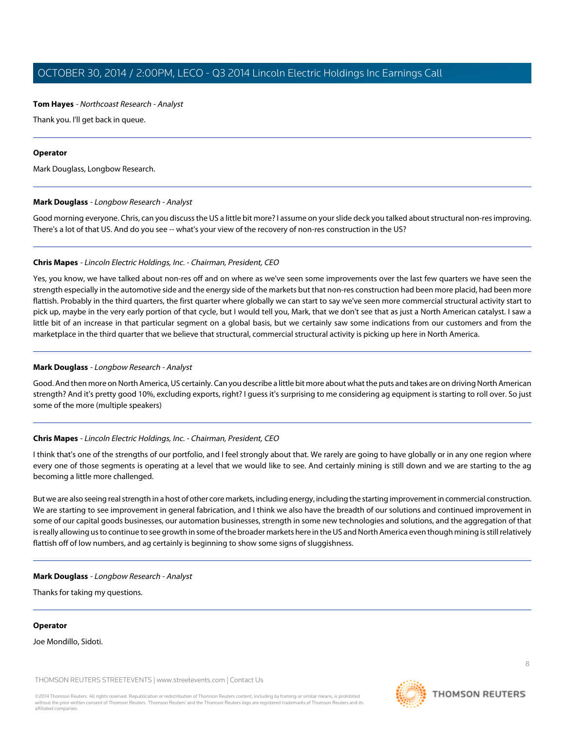**Tom Hayes** - *Northcoast Research - Analyst*

Thank you. I'll get back in queue.

---

**Operator**

Mark Douglass, Longbow Research.

---

**Mark Douglass** - *Longbow Research - Analyst*

Good morning everyone. Chris, can you discuss the US a little bit more? I assume on your slide deck you talked about structural non-res improving. There's a lot of that US. And do you see -- what's your view of the recovery of non-res construction in the US?

---

**Chris Mapes** - *Lincoln Electric Holdings, Inc. - Chairman, President, CEO*

Yes, you know, we have talked about non-res off and on where as we've seen some improvements over the last few quarters we have seen the strength especially in the automotive side and the energy side of the markets but that non-res construction had been more placid, had been more flattish. Probably in the third quarters, the first quarter where globally we can start to say we've seen more commercial structural activity start to pick up, maybe in the very early portion of that cycle, but I would tell you, Mark, that we don't see that as just a North American catalyst. I saw a little bit of an increase in that particular segment on a global basis, but we certainly saw some indications from our customers and from the marketplace in the third quarter that we believe that structural, commercial structural activity is picking up here in North America.

---

**Mark Douglass** - *Longbow Research - Analyst*

Good. And then more on North America, US certainly. Can you describe a little bit more about what the puts and takes are on driving North American strength? And it's pretty good 10%, excluding exports, right? I guess it's surprising to me considering ag equipment is starting to roll over. So just some of the more (multiple speakers)

---

**Chris Mapes** - *Lincoln Electric Holdings, Inc. - Chairman, President, CEO*

I think that's one of the strengths of our portfolio, and I feel strongly about that. We rarely are going to have globally or in any one region where every one of those segments is operating at a level that we would like to see. And certainly mining is still down and we are starting to the ag becoming a little more challenged.

But we are also seeing real strength in a host of other core markets, including energy, including the starting improvement in commercial construction. We are starting to see improvement in general fabrication, and I think we also have the breadth of our solutions and continued improvement in some of our capital goods businesses, our automation businesses, strength in some new technologies and solutions, and the aggregation of that is really allowing us to continue to see growth in some of the broader markets here in the US and North America even though mining is still relatively flattish off of low numbers, and ag certainly is beginning to show some signs of sluggishness.

---

**Mark Douglass** - *Longbow Research - Analyst*

Thanks for taking my questions.

---

**Operator**

Joe Mondillo, Sidoti.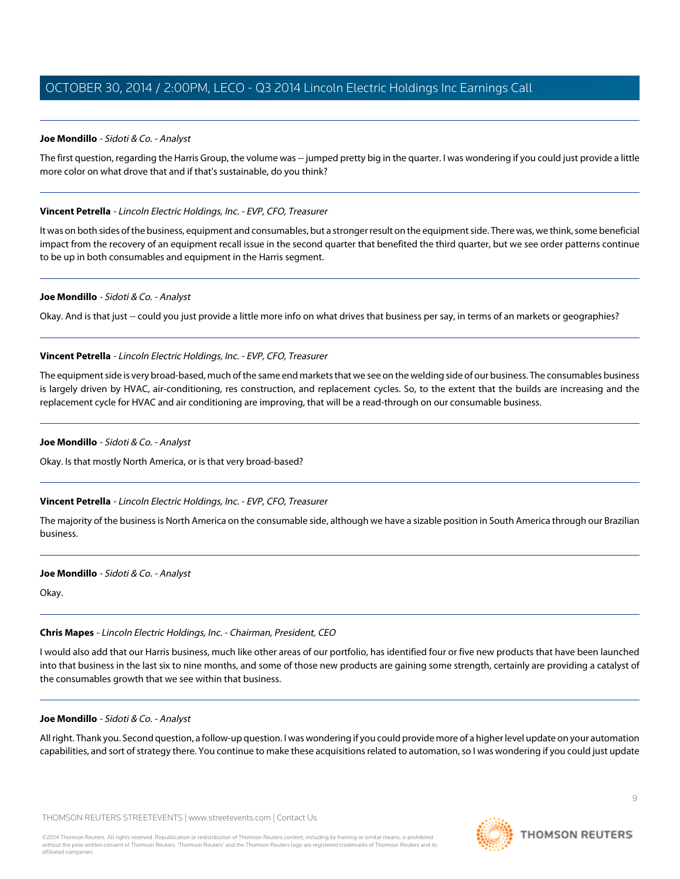**Joe Mondillo** - *Sidoti & Co. - Analyst*

The first question, regarding the Harris Group, the volume was -- jumped pretty big in the quarter. I was wondering if you could just provide a little more color on what drove that and if that's sustainable, do you think?

---

**Vincent Petrella** - *Lincoln Electric Holdings, Inc. - EVP, CFO, Treasurer*

It was on both sides of the business, equipment and consumables, but a stronger result on the equipment side. There was, we think, some beneficial impact from the recovery of an equipment recall issue in the second quarter that benefited the third quarter, but we see order patterns continue to be up in both consumables and equipment in the Harris segment.

---

**Joe Mondillo** - *Sidoti & Co. - Analyst*

Okay. And is that just -- could you just provide a little more info on what drives that business per say, in terms of an markets or geographies?

---

**Vincent Petrella** - *Lincoln Electric Holdings, Inc. - EVP, CFO, Treasurer*

The equipment side is very broad-based, much of the same end markets that we see on the welding side of our business. The consumables business is largely driven by HVAC, air-conditioning, res construction, and replacement cycles. So, to the extent that the builds are increasing and the replacement cycle for HVAC and air conditioning are improving, that will be a read-through on our consumable business.

---

**Joe Mondillo** - *Sidoti & Co. - Analyst*

Okay. Is that mostly North America, or is that very broad-based?

---

**Vincent Petrella** - *Lincoln Electric Holdings, Inc. - EVP, CFO, Treasurer*

The majority of the business is North America on the consumable side, although we have a sizable position in South America through our Brazilian business.

---

**Joe Mondillo** - *Sidoti & Co. - Analyst*

Okay.

---

**Chris Mapes** - *Lincoln Electric Holdings, Inc. - Chairman, President, CEO*

I would also add that our Harris business, much like other areas of our portfolio, has identified four or five new products that have been launched into that business in the last six to nine months, and some of those new products are gaining some strength, certainly are providing a catalyst of the consumables growth that we see within that business.

---

**Joe Mondillo** - *Sidoti & Co. - Analyst*

All right. Thank you. Second question, a follow-up question. I was wondering if you could provide more of a higher level update on your automation capabilities, and sort of strategy there. You continue to make these acquisitions related to automation, so I was wondering if you could just update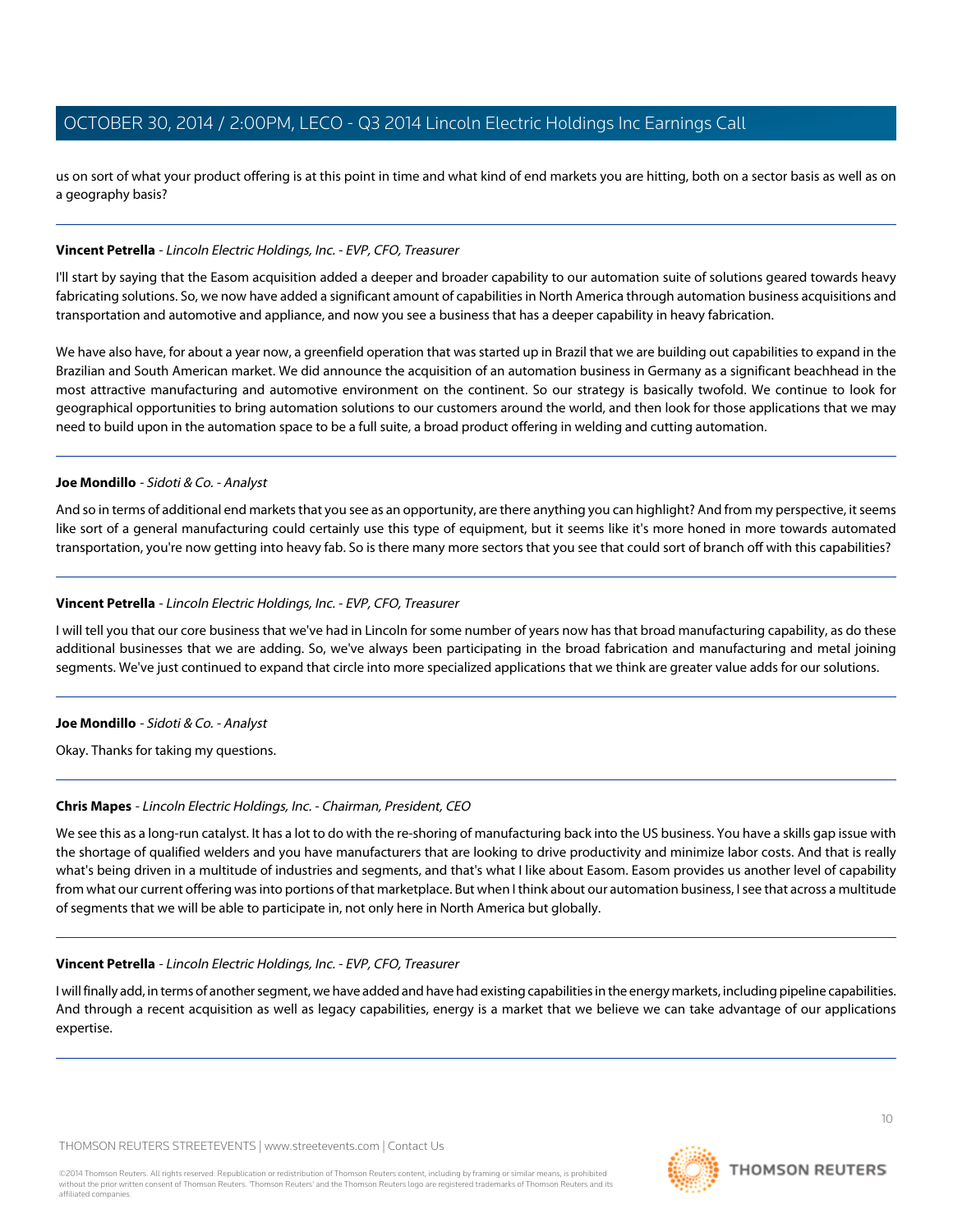us on sort of what your product offering is at this point in time and what kind of end markets you are hitting, both on a sector basis as well as on a geography basis?

---

**Vincent Petrella** - *Lincoln Electric Holdings, Inc. - EVP, CFO, Treasurer*

I'll start by saying that the Easom acquisition added a deeper and broader capability to our automation suite of solutions geared towards heavy fabricating solutions. So, we now have added a significant amount of capabilities in North America through automation business acquisitions and transportation and automotive and appliance, and now you see a business that has a deeper capability in heavy fabrication.

We have also have, for about a year now, a greenfield operation that was started up in Brazil that we are building out capabilities to expand in the Brazilian and South American market. We did announce the acquisition of an automation business in Germany as a significant beachhead in the most attractive manufacturing and automotive environment on the continent. So our strategy is basically twofold. We continue to look for geographical opportunities to bring automation solutions to our customers around the world, and then look for those applications that we may need to build upon in the automation space to be a full suite, a broad product offering in welding and cutting automation.

---

**Joe Mondillo** - *Sidoti & Co. - Analyst*

And so in terms of additional end markets that you see as an opportunity, are there anything you can highlight? And from my perspective, it seems like sort of a general manufacturing could certainly use this type of equipment, but it seems like it's more honed in more towards automated transportation, you're now getting into heavy fab. So is there many more sectors that you see that could sort of branch off with this capabilities?

---

**Vincent Petrella** - *Lincoln Electric Holdings, Inc. - EVP, CFO, Treasurer*

I will tell you that our core business that we've had in Lincoln for some number of years now has that broad manufacturing capability, as do these additional businesses that we are adding. So, we've always been participating in the broad fabrication and manufacturing and metal joining segments. We've just continued to expand that circle into more specialized applications that we think are greater value adds for our solutions.

---

**Joe Mondillo** - *Sidoti & Co. - Analyst*

Okay. Thanks for taking my questions.

---

**Chris Mapes** - *Lincoln Electric Holdings, Inc. - Chairman, President, CEO*

We see this as a long-run catalyst. It has a lot to do with the re-shoring of manufacturing back into the US business. You have a skills gap issue with the shortage of qualified welders and you have manufacturers that are looking to drive productivity and minimize labor costs. And that is really what's being driven in a multitude of industries and segments, and that's what I like about Easom. Easom provides us another level of capability from what our current offering was into portions of that marketplace. But when I think about our automation business, I see that across a multitude of segments that we will be able to participate in, not only here in North America but globally.

---

**Vincent Petrella** - *Lincoln Electric Holdings, Inc. - EVP, CFO, Treasurer*

I will finally add, in terms of another segment, we have added and have had existing capabilities in the energy markets, including pipeline capabilities. And through a recent acquisition as well as legacy capabilities, energy is a market that we believe we can take advantage of our applications expertise.

---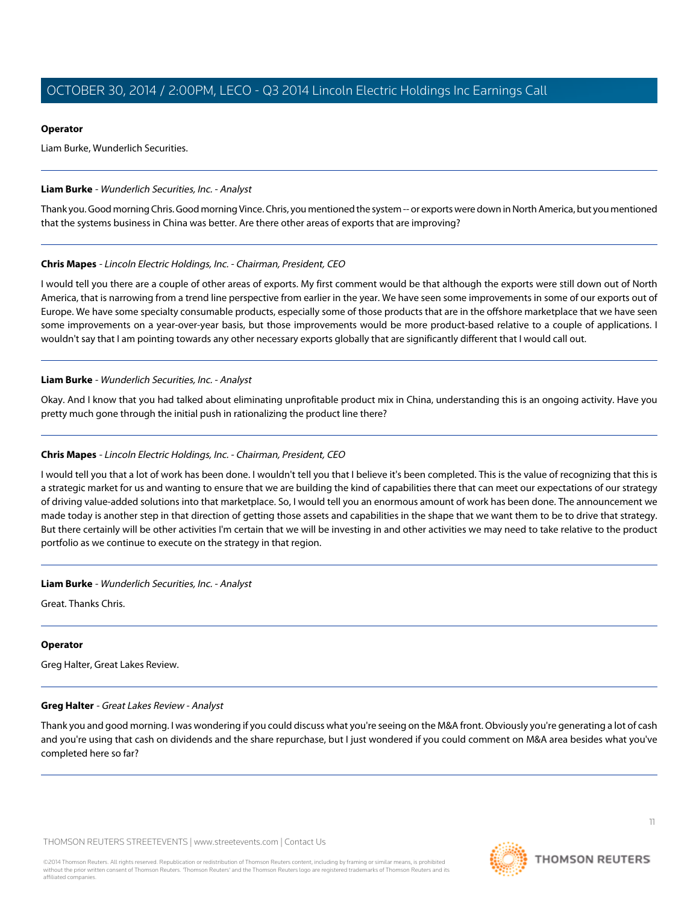**Operator**

Liam Burke, Wunderlich Securities.

---

**Liam Burke** - *Wunderlich Securities, Inc. - Analyst*

Thank you. Good morning Chris. Good morning Vince. Chris, you mentioned the system -- or exports were down in North America, but you mentioned that the systems business in China was better. Are there other areas of exports that are improving?

---

**Chris Mapes** - *Lincoln Electric Holdings, Inc. - Chairman, President, CEO*

I would tell you there are a couple of other areas of exports. My first comment would be that although the exports were still down out of North America, that is narrowing from a trend line perspective from earlier in the year. We have seen some improvements in some of our exports out of Europe. We have some specialty consumable products, especially some of those products that are in the offshore marketplace that we have seen some improvements on a year-over-year basis, but those improvements would be more product-based relative to a couple of applications. I wouldn't say that I am pointing towards any other necessary exports globally that are significantly different that I would call out.

---

**Liam Burke** - *Wunderlich Securities, Inc. - Analyst*

Okay. And I know that you had talked about eliminating unprofitable product mix in China, understanding this is an ongoing activity. Have you pretty much gone through the initial push in rationalizing the product line there?

---

**Chris Mapes** - *Lincoln Electric Holdings, Inc. - Chairman, President, CEO*

I would tell you that a lot of work has been done. I wouldn't tell you that I believe it's been completed. This is the value of recognizing that this is a strategic market for us and wanting to ensure that we are building the kind of capabilities there that can meet our expectations of our strategy of driving value-added solutions into that marketplace. So, I would tell you an enormous amount of work has been done. The announcement we made today is another step in that direction of getting those assets and capabilities in the shape that we want them to be to drive that strategy. But there certainly will be other activities I'm certain that we will be investing in and other activities we may need to take relative to the product portfolio as we continue to execute on the strategy in that region.

---

**Liam Burke** - *Wunderlich Securities, Inc. - Analyst*

Great. Thanks Chris.

---

**Operator**

Greg Halter, Great Lakes Review.

---

**Greg Halter** - *Great Lakes Review - Analyst*

Thank you and good morning. I was wondering if you could discuss what you're seeing on the M&A front. Obviously you're generating a lot of cash and you're using that cash on dividends and the share repurchase, but I just wondered if you could comment on M&A area besides what you've completed here so far?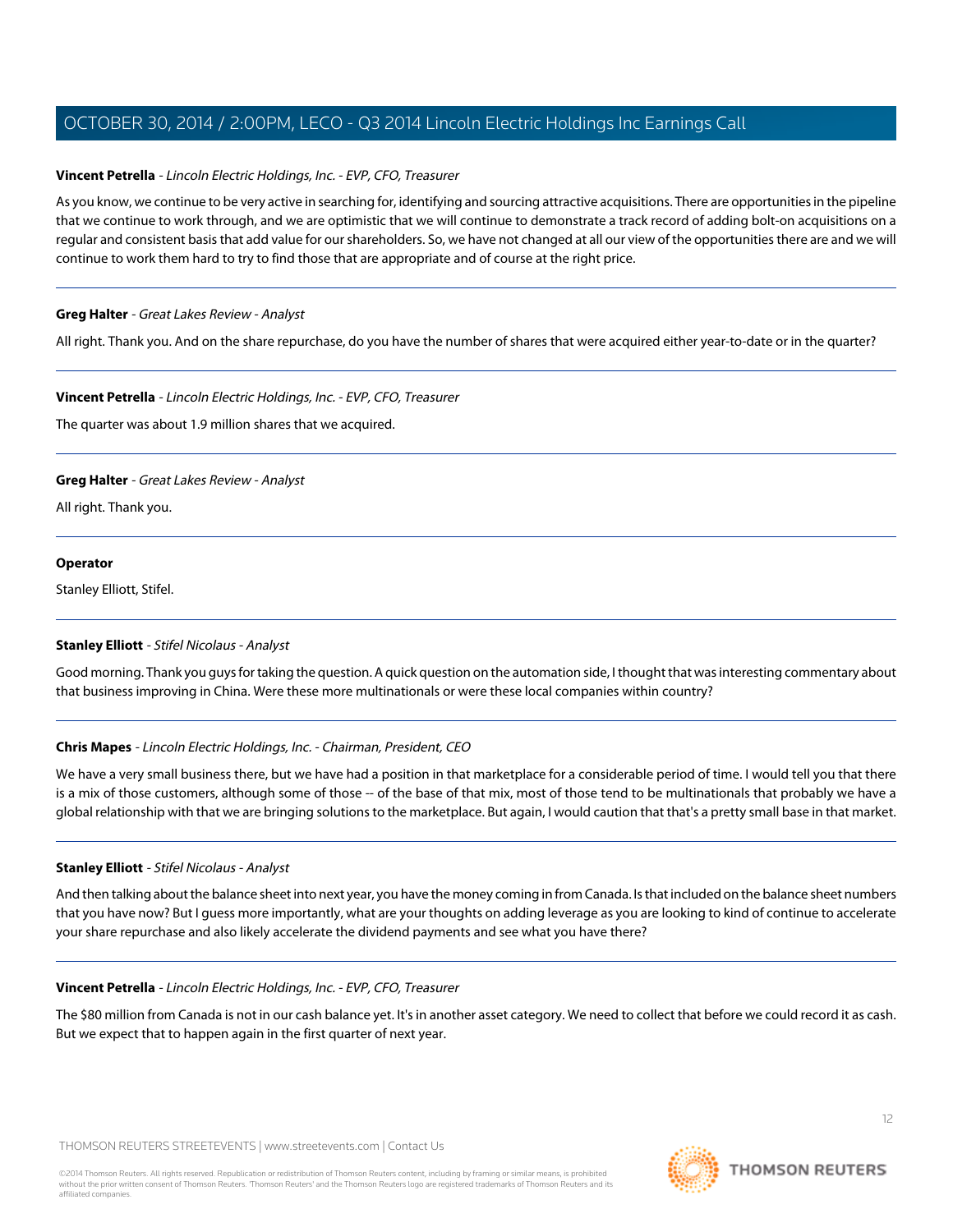**Vincent Petrella** - *Lincoln Electric Holdings, Inc. - EVP, CFO, Treasurer*

As you know, we continue to be very active in searching for, identifying and sourcing attractive acquisitions. There are opportunities in the pipeline that we continue to work through, and we are optimistic that we will continue to demonstrate a track record of adding bolt-on acquisitions on a regular and consistent basis that add value for our shareholders. So, we have not changed at all our view of the opportunities there are and we will continue to work them hard to try to find those that are appropriate and of course at the right price.

---

**Greg Halter** - *Great Lakes Review - Analyst*

All right. Thank you. And on the share repurchase, do you have the number of shares that were acquired either year-to-date or in the quarter?

---

**Vincent Petrella** - *Lincoln Electric Holdings, Inc. - EVP, CFO, Treasurer*

The quarter was about 1.9 million shares that we acquired.

---

**Greg Halter** - *Great Lakes Review - Analyst*

All right. Thank you.

---

**Operator**

Stanley Elliott, Stifel.

---

**Stanley Elliott** - *Stifel Nicolaus - Analyst*

Good morning. Thank you guys for taking the question. A quick question on the automation side, I thought that was interesting commentary about that business improving in China. Were these more multinationals or were these local companies within country?

---

**Chris Mapes** - *Lincoln Electric Holdings, Inc. - Chairman, President, CEO*

We have a very small business there, but we have had a position in that marketplace for a considerable period of time. I would tell you that there is a mix of those customers, although some of those -- of the base of that mix, most of those tend to be multinationals that probably we have a global relationship with that we are bringing solutions to the marketplace. But again, I would caution that that's a pretty small base in that market.

---

**Stanley Elliott** - *Stifel Nicolaus - Analyst*

And then talking about the balance sheet into next year, you have the money coming in from Canada. Is that included on the balance sheet numbers that you have now? But I guess more importantly, what are your thoughts on adding leverage as you are looking to kind of continue to accelerate your share repurchase and also likely accelerate the dividend payments and see what you have there?

---

**Vincent Petrella** - *Lincoln Electric Holdings, Inc. - EVP, CFO, Treasurer*

The $80 million from Canada is not in our cash balance yet. It's in another asset category. We need to collect that before we could record it as cash. But we expect that to happen again in the first quarter of next year.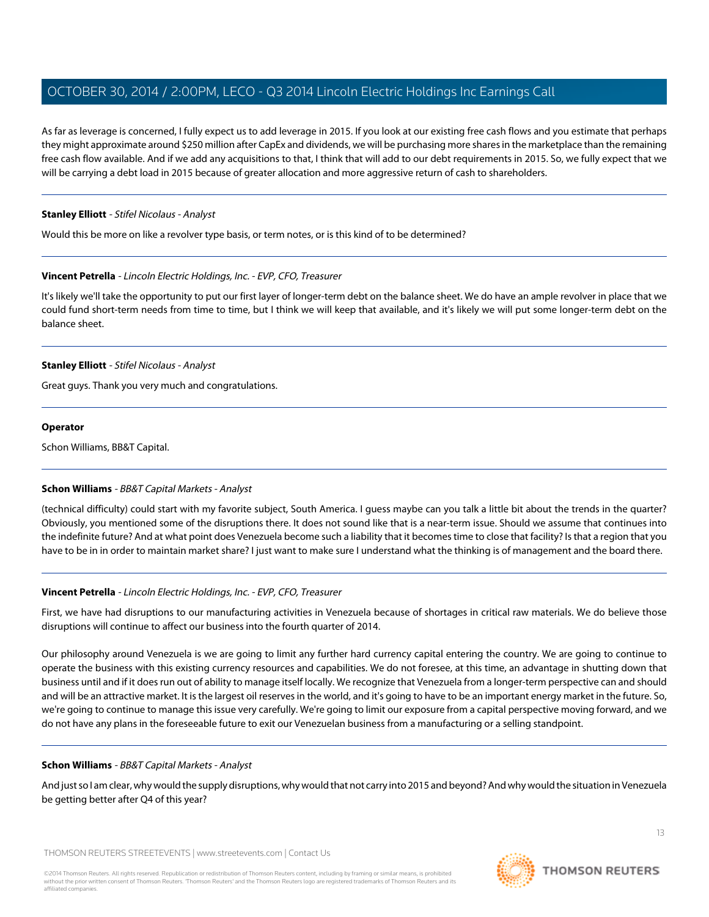As far as leverage is concerned, I fully expect us to add leverage in 2015. If you look at our existing free cash flows and you estimate that perhaps they might approximate around $250 million after CapEx and dividends, we will be purchasing more shares in the marketplace than the remaining free cash flow available. And if we add any acquisitions to that, I think that will add to our debt requirements in 2015. So, we fully expect that we will be carrying a debt load in 2015 because of greater allocation and more aggressive return of cash to shareholders.

---

**Stanley Elliott** - *Stifel Nicolaus - Analyst*

Would this be more on like a revolver type basis, or term notes, or is this kind of to be determined?

---

**Vincent Petrella** - *Lincoln Electric Holdings, Inc. - EVP, CFO, Treasurer*

It's likely we'll take the opportunity to put our first layer of longer-term debt on the balance sheet. We do have an ample revolver in place that we could fund short-term needs from time to time, but I think we will keep that available, and it's likely we will put some longer-term debt on the balance sheet.

---

**Stanley Elliott** - *Stifel Nicolaus - Analyst*

Great guys. Thank you very much and congratulations.

---

**Operator**

Schon Williams, BB&T Capital.

---

**Schon Williams** - *BB&T Capital Markets - Analyst*

(technical difficulty) could start with my favorite subject, South America. I guess maybe can you talk a little bit about the trends in the quarter? Obviously, you mentioned some of the disruptions there. It does not sound like that is a near-term issue. Should we assume that continues into the indefinite future? And at what point does Venezuela become such a liability that it becomes time to close that facility? Is that a region that you have to be in in order to maintain market share? I just want to make sure I understand what the thinking is of management and the board there.

---

**Vincent Petrella** - *Lincoln Electric Holdings, Inc. - EVP, CFO, Treasurer*

First, we have had disruptions to our manufacturing activities in Venezuela because of shortages in critical raw materials. We do believe those disruptions will continue to affect our business into the fourth quarter of 2014.

Our philosophy around Venezuela is we are going to limit any further hard currency capital entering the country. We are going to continue to operate the business with this existing currency resources and capabilities. We do not foresee, at this time, an advantage in shutting down that business until and if it does run out of ability to manage itself locally. We recognize that Venezuela from a longer-term perspective can and should and will be an attractive market. It is the largest oil reserves in the world, and it's going to have to be an important energy market in the future. So, we're going to continue to manage this issue very carefully. We're going to limit our exposure from a capital perspective moving forward, and we do not have any plans in the foreseeable future to exit our Venezuelan business from a manufacturing or a selling standpoint.

---

**Schon Williams** - *BB&T Capital Markets - Analyst*

And just so I am clear, why would the supply disruptions, why would that not carry into 2015 and beyond? And why would the situation in Venezuela be getting better after Q4 of this year?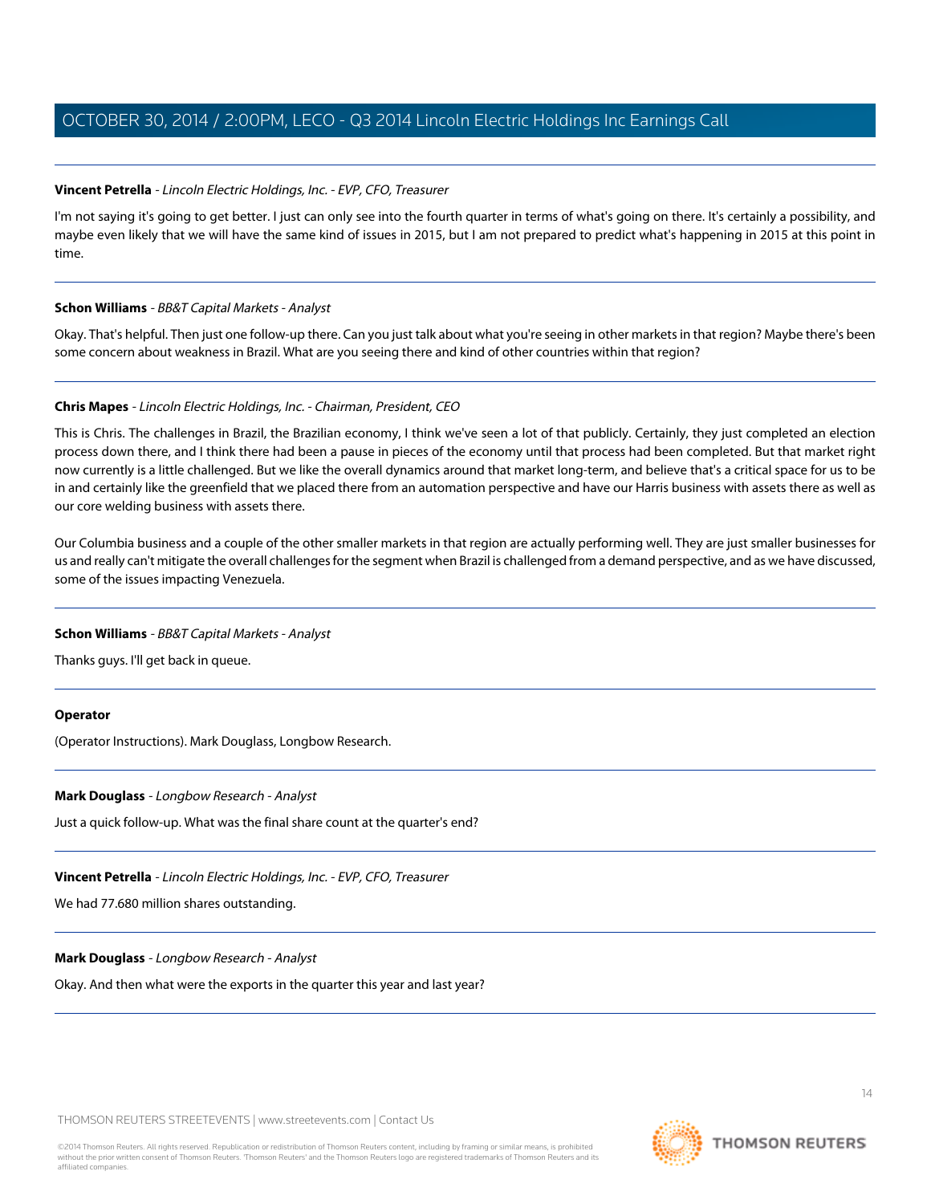**Vincent Petrella** - *Lincoln Electric Holdings, Inc. - EVP, CFO, Treasurer*

I'm not saying it's going to get better. I just can only see into the fourth quarter in terms of what's going on there. It's certainly a possibility, and maybe even likely that we will have the same kind of issues in 2015, but I am not prepared to predict what's happening in 2015 at this point in time.

---

**Schon Williams** - *BB&T Capital Markets - Analyst*

Okay. That's helpful. Then just one follow-up there. Can you just talk about what you're seeing in other markets in that region? Maybe there's been some concern about weakness in Brazil. What are you seeing there and kind of other countries within that region?

---

**Chris Mapes** - *Lincoln Electric Holdings, Inc. - Chairman, President, CEO*

This is Chris. The challenges in Brazil, the Brazilian economy, I think we've seen a lot of that publicly. Certainly, they just completed an election process down there, and I think there had been a pause in pieces of the economy until that process had been completed. But that market right now currently is a little challenged. But we like the overall dynamics around that market long-term, and believe that's a critical space for us to be in and certainly like the greenfield that we placed there from an automation perspective and have our Harris business with assets there as well as our core welding business with assets there.

Our Columbia business and a couple of the other smaller markets in that region are actually performing well. They are just smaller businesses for us and really can't mitigate the overall challenges for the segment when Brazil is challenged from a demand perspective, and as we have discussed, some of the issues impacting Venezuela.

---

**Schon Williams** - *BB&T Capital Markets - Analyst*

Thanks guys. I'll get back in queue.

---

**Operator**

(Operator Instructions). Mark Douglass, Longbow Research.

---

**Mark Douglass** - *Longbow Research - Analyst*

Just a quick follow-up. What was the final share count at the quarter's end?

---

**Vincent Petrella** - *Lincoln Electric Holdings, Inc. - EVP, CFO, Treasurer*

We had 77.680 million shares outstanding.

---

**Mark Douglass** - *Longbow Research - Analyst*

Okay. And then what were the exports in the quarter this year and last year?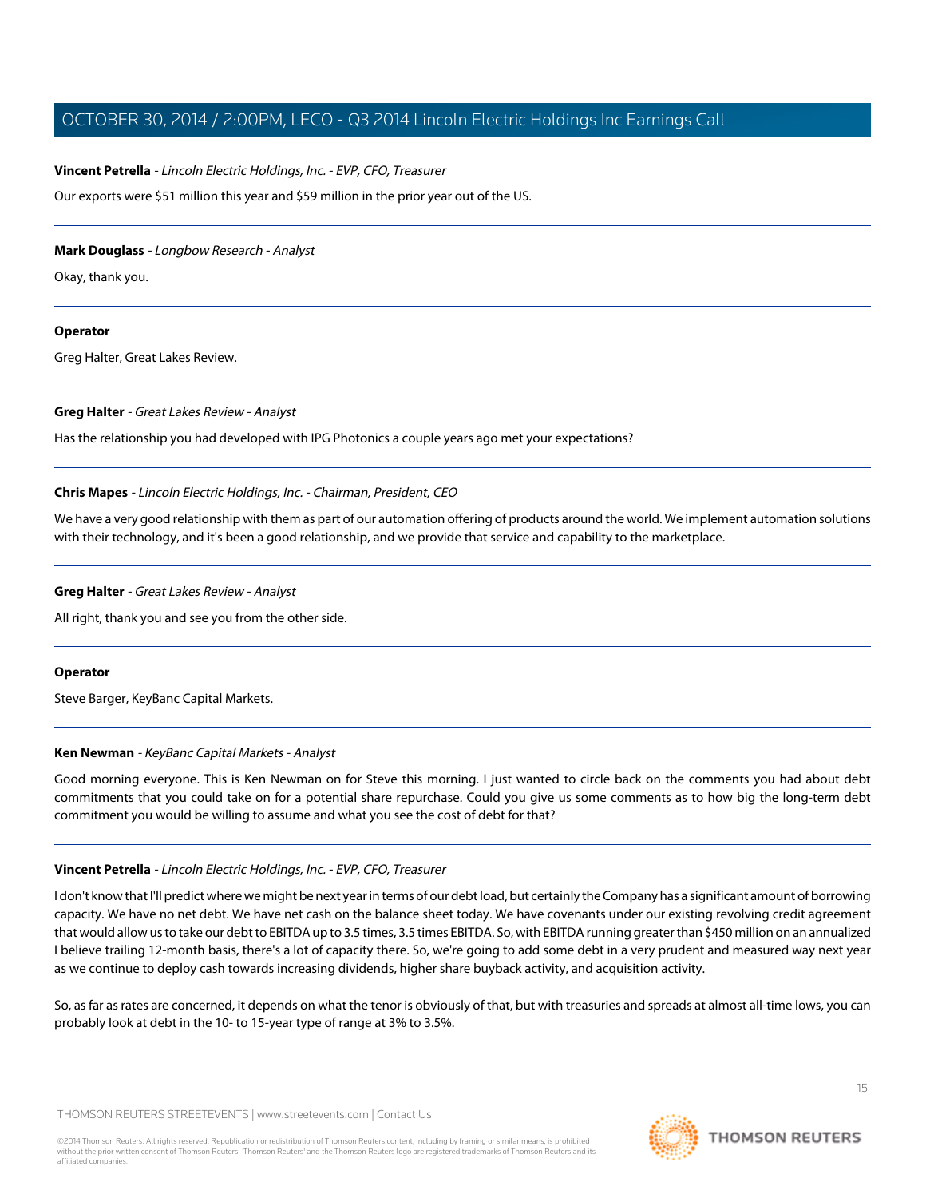**Vincent Petrella** - *Lincoln Electric Holdings, Inc. - EVP, CFO, Treasurer*

Our exports were $51 million this year and $59 million in the prior year out of the US.

---

**Mark Douglass** - *Longbow Research - Analyst*

Okay, thank you.

---

**Operator**

Greg Halter, Great Lakes Review.

---

**Greg Halter** - *Great Lakes Review - Analyst*

Has the relationship you had developed with IPG Photonics a couple years ago met your expectations?

---

**Chris Mapes** - *Lincoln Electric Holdings, Inc. - Chairman, President, CEO*

We have a very good relationship with them as part of our automation offering of products around the world. We implement automation solutions with their technology, and it's been a good relationship, and we provide that service and capability to the marketplace.

---

**Greg Halter** - *Great Lakes Review - Analyst*

All right, thank you and see you from the other side.

---

**Operator**

Steve Barger, KeyBanc Capital Markets.

---

**Ken Newman** - *KeyBanc Capital Markets - Analyst*

Good morning everyone. This is Ken Newman on for Steve this morning. I just wanted to circle back on the comments you had about debt commitments that you could take on for a potential share repurchase. Could you give us some comments as to how big the long-term debt commitment you would be willing to assume and what you see the cost of debt for that?

---

**Vincent Petrella** - *Lincoln Electric Holdings, Inc. - EVP, CFO, Treasurer*

I don't know that I'll predict where we might be next year in terms of our debt load, but certainly the Company has a significant amount of borrowing capacity. We have no net debt. We have net cash on the balance sheet today. We have covenants under our existing revolving credit agreement that would allow us to take our debt to EBITDA up to 3.5 times, 3.5 times EBITDA. So, with EBITDA running greater than $450 million on an annualized I believe trailing 12-month basis, there's a lot of capacity there. So, we're going to add some debt in a very prudent and measured way next year as we continue to deploy cash towards increasing dividends, higher share buyback activity, and acquisition activity.

So, as far as rates are concerned, it depends on what the tenor is obviously of that, but with treasuries and spreads at almost all-time lows, you can probably look at debt in the 10- to 15-year type of range at 3% to 3.5%.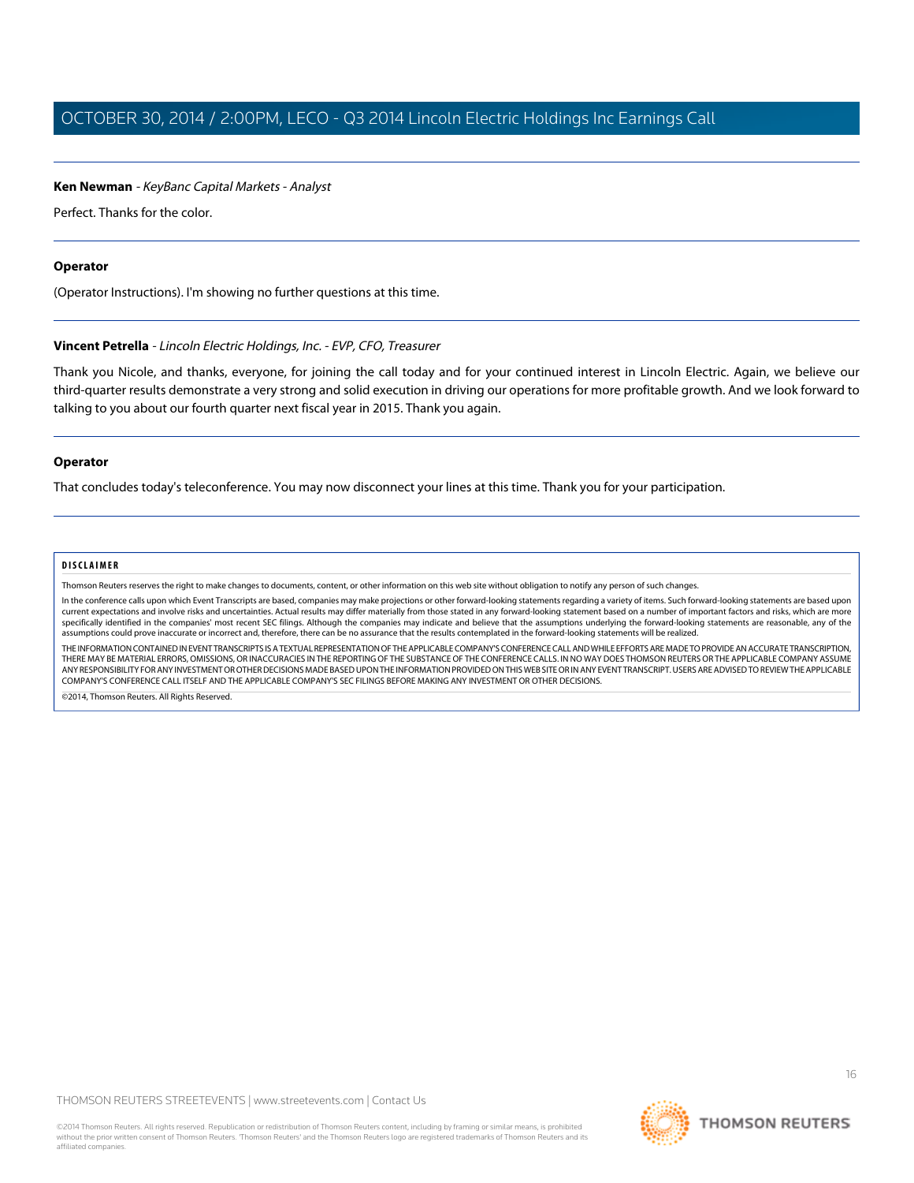**Ken Newman** - *KeyBanc Capital Markets - Analyst*

Perfect. Thanks for the color.

---

**Operator**

(Operator Instructions). I'm showing no further questions at this time.

---

**Vincent Petrella** - *Lincoln Electric Holdings, Inc. - EVP, CFO, Treasurer*

Thank you Nicole, and thanks, everyone, for joining the call today and for your continued interest in Lincoln Electric. Again, we believe our third-quarter results demonstrate a very strong and solid execution in driving our operations for more profitable growth. And we look forward to talking to you about our fourth quarter next fiscal year in 2015. Thank you again.

---

**Operator**

That concludes today's teleconference. You may now disconnect your lines at this time. Thank you for your participation.

---

**DISCLAIMER**

Thomson Reuters reserves the right to make changes to documents, content, or other information on this web site without obligation to notify any person of such changes.

In the conference calls upon which Event Transcripts are based, companies may make projections or other forward-looking statements regarding a variety of items. Such forward-looking statements are based upon current expectations and involve risks and uncertainties. Actual results may differ materially from those stated in any forward-looking statement based on a number of important factors and risks, which are more specifically identified in the companies' most recent SEC filings. Although the companies may indicate and believe that the assumptions underlying the forward-looking statements are reasonable, any of the assumptions could prove inaccurate or incorrect and, therefore, there can be no assurance that the results contemplated in the forward-looking statements will be realized.

THE INFORMATION CONTAINED IN EVENT TRANSCRIPTS IS A TEXTUAL REPRESENTATION OF THE APPLICABLE COMPANY'S CONFERENCE CALL AND WHILE EFFORTS ARE MADE TO PROVIDE AN ACCURATE TRANSCRIPTION, THERE MAY BE MATERIAL ERRORS, OMISSIONS, OR INACCURACIES IN THE REPORTING OF THE SUBSTANCE OF THE CONFERENCE CALLS. IN NO WAY DOES THOMSON REUTERS OR THE APPLICABLE COMPANY ASSUME ANY RESPONSIBILITY FOR ANY INVESTMENT OR OTHER DECISIONS MADE BASED UPON THE INFORMATION PROVIDED ON THIS WEB SITE OR IN ANY EVENT TRANSCRIPT. USERS ARE ADVISED TO REVIEW THE APPLICABLE COMPANY'S CONFERENCE CALL ITSELF AND THE APPLICABLE COMPANY'S SEC FILINGS BEFORE MAKING ANY INVESTMENT OR OTHER DECISIONS.

©2014, Thomson Reuters. All Rights Reserved.